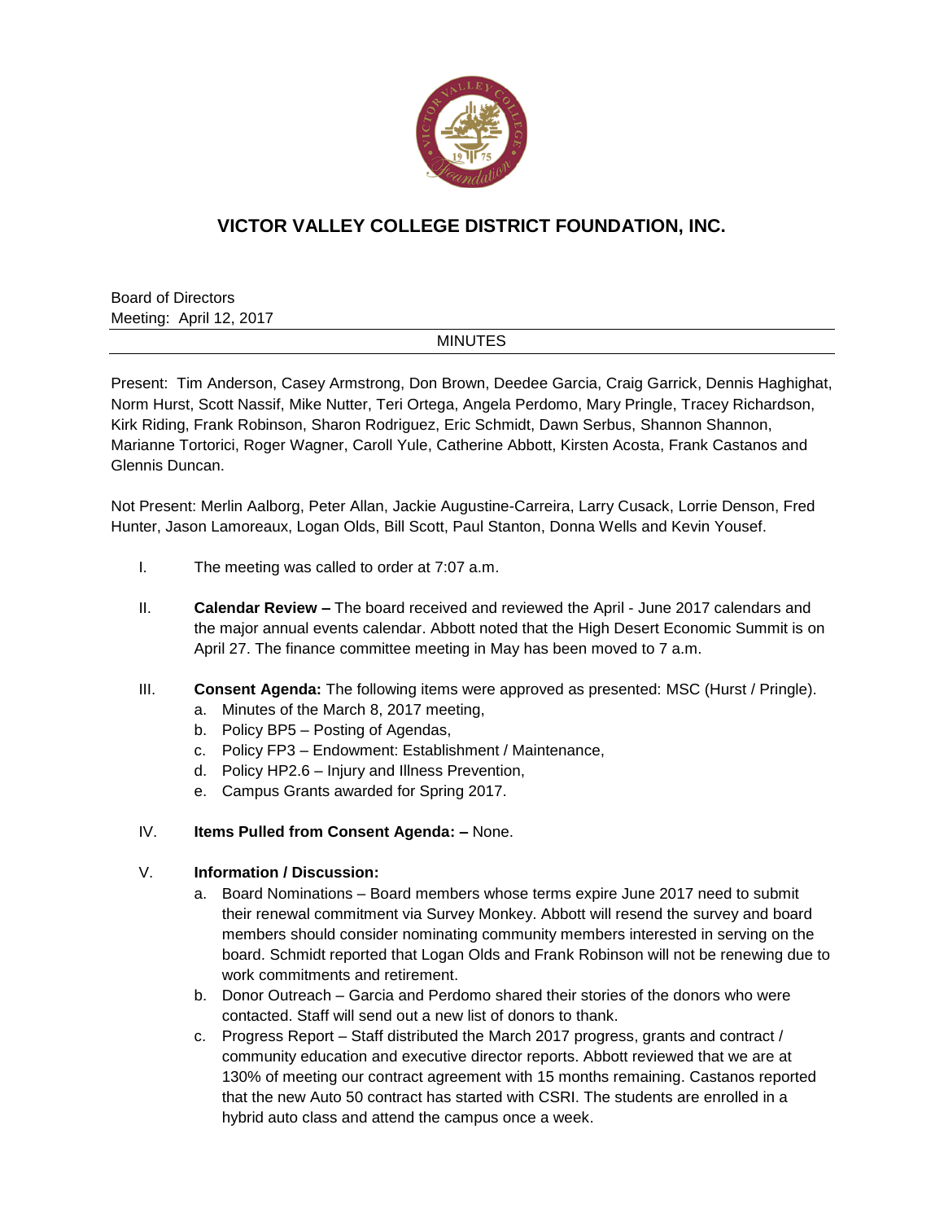# VICTOR VALLEY COLLEGE DISTRICT FOUNDATION, INC.

Board of Directors
Meeting: April 12, 2017

MINUTES

Present: Tim Anderson, Casey Armstrong, Don Brown, Deedee Garcia, Craig Garrick, Dennis Haghighat, Norm Hurst, Scott Nassif, Mike Nutter, Teri Ortega, Angela Perdomo, Mary Pringle, Tracey Richardson, Kirk Riding, Frank Robinson, Sharon Rodriguez, Eric Schmidt, Dawn Serbus, Shannon Shannon, Marianne Tortorici, Roger Wagner, Caroll Yule, Catherine Abbott, Kirsten Acosta, Frank Castanos and Glennis Duncan.

Not Present: Merlin Aalborg, Peter Allan, Jackie Augustine-Carreira, Larry Cusack, Lorrie Denson, Fred Hunter, Jason Lamoreaux, Logan Olds, Bill Scott, Paul Stanton, Donna Wells and Kevin Yousef.

I. The meeting was called to order at 7:07 a.m.

II. **Calendar Review –** The board received and reviewed the April - June 2017 calendars and the major annual events calendar. Abbott noted that the High Desert Economic Summit is on April 27. The finance committee meeting in May has been moved to 7 a.m.

III. **Consent Agenda:** The following items were approved as presented: MSC (Hurst / Pringle).
   a. Minutes of the March 8, 2017 meeting,
   b. Policy BP5 – Posting of Agendas,
   c. Policy FP3 – Endowment: Establishment / Maintenance,
   d. Policy HP2.6 – Injury and Illness Prevention,
   e. Campus Grants awarded for Spring 2017.

IV. **Items Pulled from Consent Agenda: –** None.

V. **Information / Discussion:**
   a. Board Nominations – Board members whose terms expire June 2017 need to submit their renewal commitment via Survey Monkey. Abbott will resend the survey and board members should consider nominating community members interested in serving on the board. Schmidt reported that Logan Olds and Frank Robinson will not be renewing due to work commitments and retirement.
   b. Donor Outreach – Garcia and Perdomo shared their stories of the donors who were contacted. Staff will send out a new list of donors to thank.
   c. Progress Report – Staff distributed the March 2017 progress, grants and contract / community education and executive director reports. Abbott reviewed that we are at 130% of meeting our contract agreement with 15 months remaining. Castanos reported that the new Auto 50 contract has started with CSRI. The students are enrolled in a hybrid auto class and attend the campus once a week.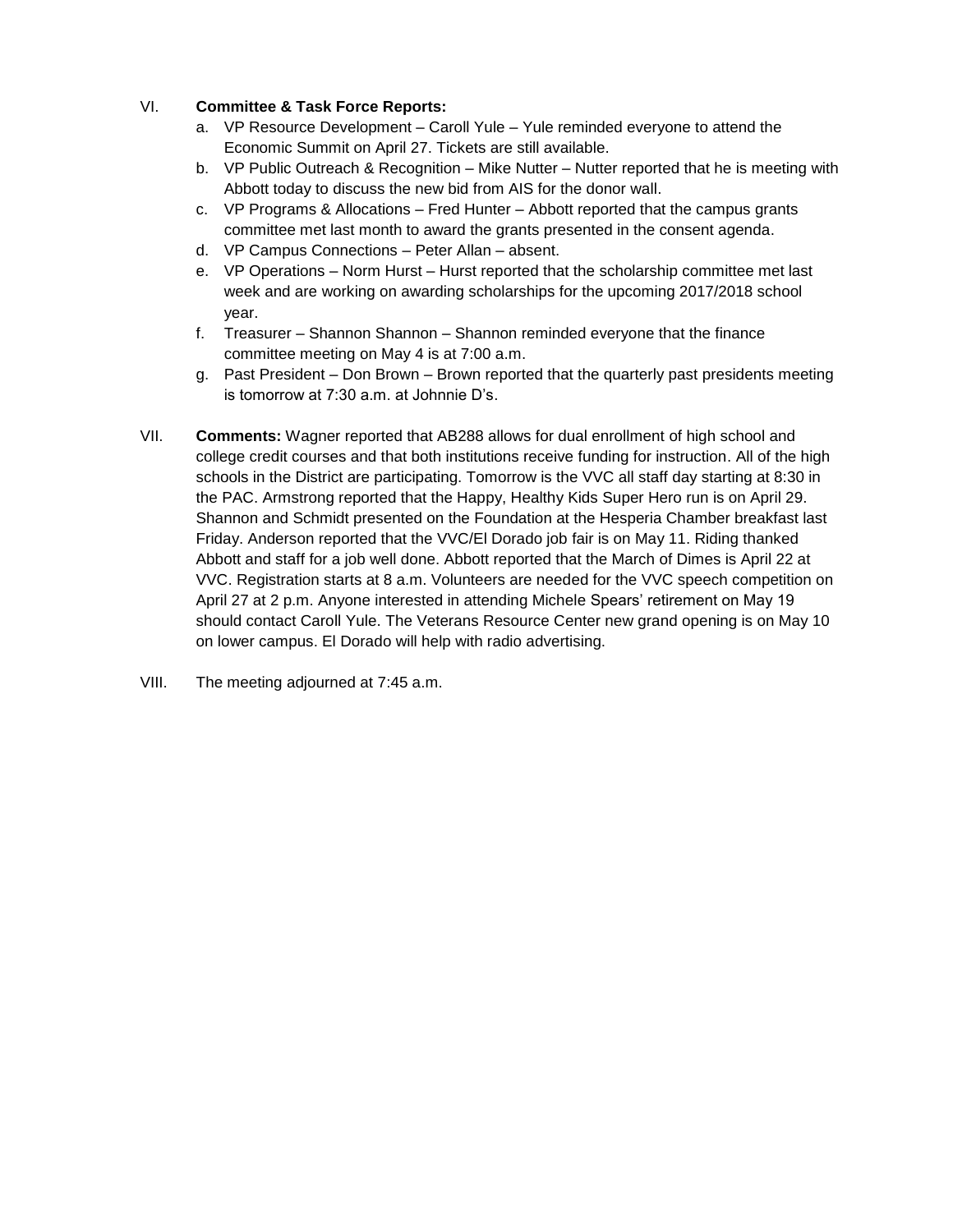VI. **Committee & Task Force Reports:**

a. VP Resource Development – Caroll Yule – Yule reminded everyone to attend the Economic Summit on April 27. Tickets are still available.
b. VP Public Outreach & Recognition – Mike Nutter – Nutter reported that he is meeting with Abbott today to discuss the new bid from AIS for the donor wall.
c. VP Programs & Allocations – Fred Hunter – Abbott reported that the campus grants committee met last month to award the grants presented in the consent agenda.
d. VP Campus Connections – Peter Allan – absent.
e. VP Operations – Norm Hurst – Hurst reported that the scholarship committee met last week and are working on awarding scholarships for the upcoming 2017/2018 school year.
f. Treasurer – Shannon Shannon – Shannon reminded everyone that the finance committee meeting on May 4 is at 7:00 a.m.
g. Past President – Don Brown – Brown reported that the quarterly past presidents meeting is tomorrow at 7:30 a.m. at Johnnie D's.

VII. **Comments:** Wagner reported that AB288 allows for dual enrollment of high school and college credit courses and that both institutions receive funding for instruction. All of the high schools in the District are participating. Tomorrow is the VVC all staff day starting at 8:30 in the PAC. Armstrong reported that the Happy, Healthy Kids Super Hero run is on April 29. Shannon and Schmidt presented on the Foundation at the Hesperia Chamber breakfast last Friday. Anderson reported that the VVC/El Dorado job fair is on May 11. Riding thanked Abbott and staff for a job well done. Abbott reported that the March of Dimes is April 22 at VVC. Registration starts at 8 a.m. Volunteers are needed for the VVC speech competition on April 27 at 2 p.m. Anyone interested in attending Michele Spears' retirement on May 19 should contact Caroll Yule. The Veterans Resource Center new grand opening is on May 10 on lower campus. El Dorado will help with radio advertising.

VIII. The meeting adjourned at 7:45 a.m.